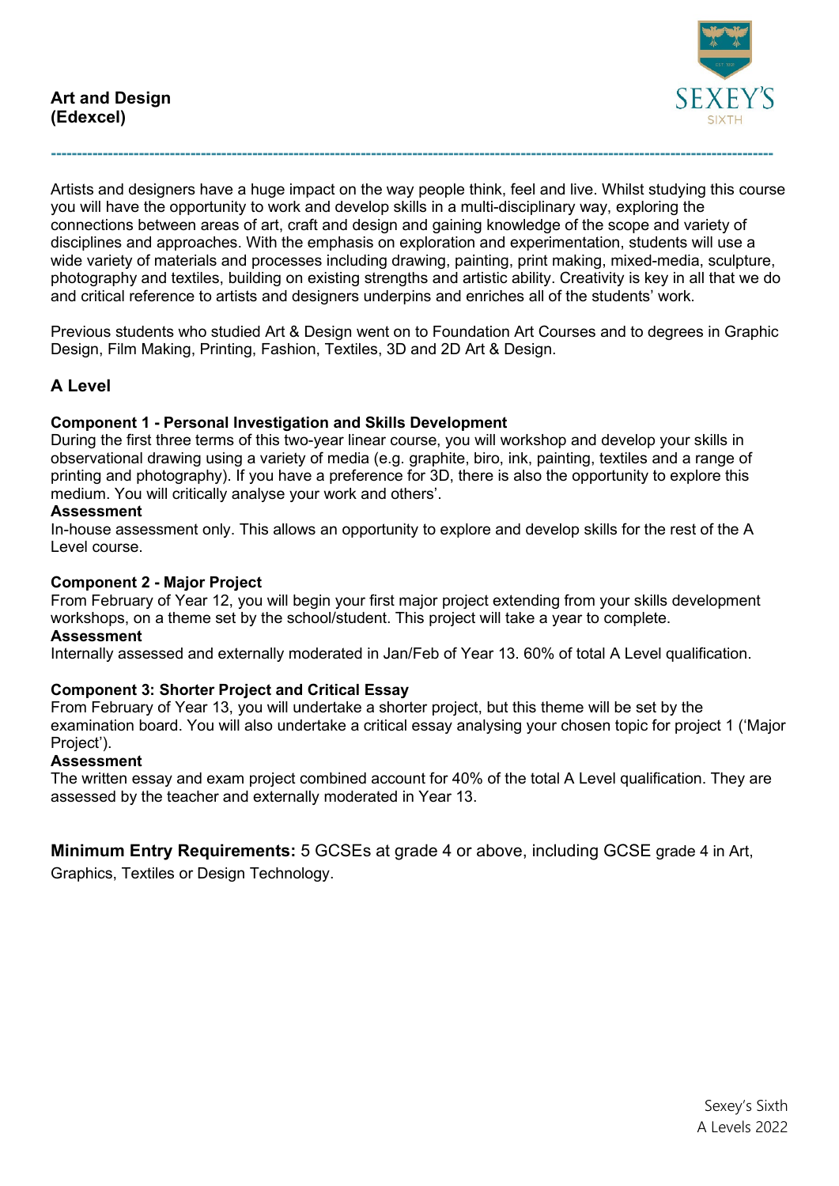# Art and Design (Edexcel)

Artists and designers have a huge impact on the way people think, feel and live. Whilst studying this course you will have the opportunity to work and develop skills in a multi-disciplinary way, exploring the connections between areas of art, craft and design and gaining knowledge of the scope and variety of disciplines and approaches. With the emphasis on exploration and experimentation, students will use a wide variety of materials and processes including drawing, painting, print making, mixed-media, sculpture, photography and textiles, building on existing strengths and artistic ability. Creativity is key in all that we do and critical reference to artists and designers underpins and enriches all of the students' work.

Previous students who studied Art & Design went on to Foundation Art Courses and to degrees in Graphic Design, Film Making, Printing, Fashion, Textiles, 3D and 2D Art & Design.

## A Level

### Component 1 - Personal Investigation and Skills Development

During the first three terms of this two-year linear course, you will workshop and develop your skills in observational drawing using a variety of media (e.g. graphite, biro, ink, painting, textiles and a range of printing and photography). If you have a preference for 3D, there is also the opportunity to explore this medium. You will critically analyse your work and others'.

**Assessment**

In-house assessment only. This allows an opportunity to explore and develop skills for the rest of the A Level course.

### Component 2 - Major Project

From February of Year 12, you will begin your first major project extending from your skills development workshops, on a theme set by the school/student. This project will take a year to complete.

**Assessment**

Internally assessed and externally moderated in Jan/Feb of Year 13. 60% of total A Level qualification.

### Component 3: Shorter Project and Critical Essay

From February of Year 13, you will undertake a shorter project, but this theme will be set by the examination board. You will also undertake a critical essay analysing your chosen topic for project 1 ('Major Project').

**Assessment**

The written essay and exam project combined account for 40% of the total A Level qualification. They are assessed by the teacher and externally moderated in Year 13.

**Minimum Entry Requirements:** 5 GCSEs at grade 4 or above, including GCSE grade 4 in Art, Graphics, Textiles or Design Technology.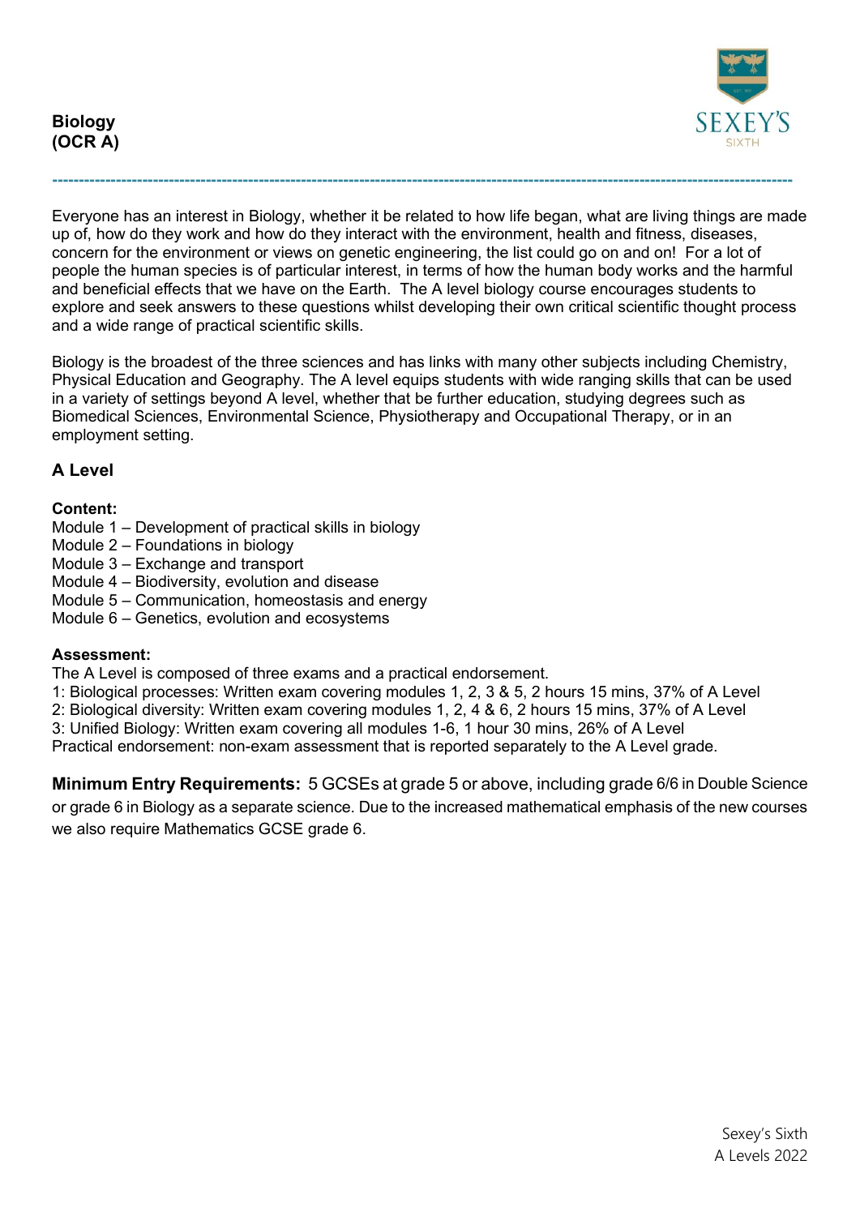# Biology (OCR A)

Everyone has an interest in Biology, whether it be related to how life began, what are living things are made up of, how do they work and how do they interact with the environment, health and fitness, diseases, concern for the environment or views on genetic engineering, the list could go on and on! For a lot of people the human species is of particular interest, in terms of how the human body works and the harmful and beneficial effects that we have on the Earth. The A level biology course encourages students to explore and seek answers to these questions whilst developing their own critical scientific thought process and a wide range of practical scientific skills.

Biology is the broadest of the three sciences and has links with many other subjects including Chemistry, Physical Education and Geography. The A level equips students with wide ranging skills that can be used in a variety of settings beyond A level, whether that be further education, studying degrees such as Biomedical Sciences, Environmental Science, Physiotherapy and Occupational Therapy, or in an employment setting.

## A Level

**Content:**

Module 1 – Development of practical skills in biology
Module 2 – Foundations in biology
Module 3 – Exchange and transport
Module 4 – Biodiversity, evolution and disease
Module 5 – Communication, homeostasis and energy
Module 6 – Genetics, evolution and ecosystems

**Assessment:**

The A Level is composed of three exams and a practical endorsement.
1: Biological processes: Written exam covering modules 1, 2, 3 & 5, 2 hours 15 mins, 37% of A Level
2: Biological diversity: Written exam covering modules 1, 2, 4 & 6, 2 hours 15 mins, 37% of A Level
3: Unified Biology: Written exam covering all modules 1-6, 1 hour 30 mins, 26% of A Level
Practical endorsement: non-exam assessment that is reported separately to the A Level grade.

**Minimum Entry Requirements:** 5 GCSEs at grade 5 or above, including grade 6/6 in Double Science or grade 6 in Biology as a separate science. Due to the increased mathematical emphasis of the new courses we also require Mathematics GCSE grade 6.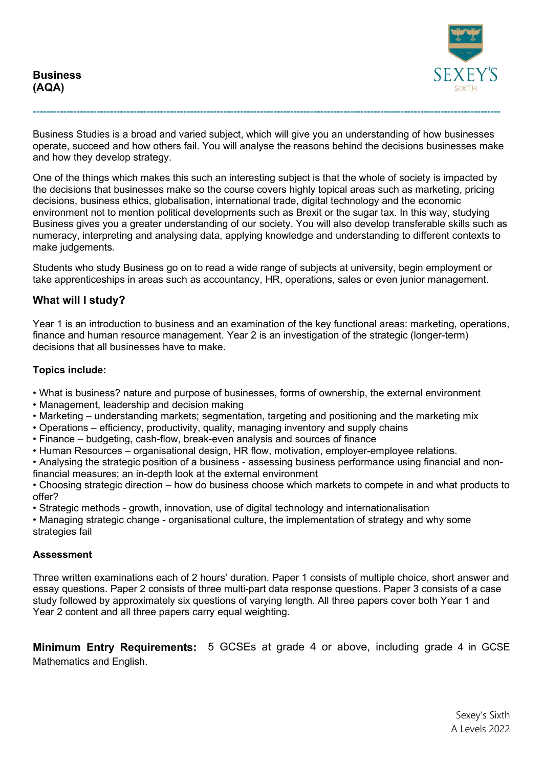**Business**
**(AQA)**

---

Business Studies is a broad and varied subject, which will give you an understanding of how businesses operate, succeed and how others fail. You will analyse the reasons behind the decisions businesses make and how they develop strategy.

One of the things which makes this such an interesting subject is that the whole of society is impacted by the decisions that businesses make so the course covers highly topical areas such as marketing, pricing decisions, business ethics, globalisation, international trade, digital technology and the economic environment not to mention political developments such as Brexit or the sugar tax. In this way, studying Business gives you a greater understanding of our society. You will also develop transferable skills such as numeracy, interpreting and analysing data, applying knowledge and understanding to different contexts to make judgements.

Students who study Business go on to read a wide range of subjects at university, begin employment or take apprenticeships in areas such as accountancy, HR, operations, sales or even junior management.

## What will I study?

Year 1 is an introduction to business and an examination of the key functional areas: marketing, operations, finance and human resource management. Year 2 is an investigation of the strategic (longer-term) decisions that all businesses have to make.

### Topics include:

- What is business? nature and purpose of businesses, forms of ownership, the external environment
- Management, leadership and decision making
- Marketing – understanding markets; segmentation, targeting and positioning and the marketing mix
- Operations – efficiency, productivity, quality, managing inventory and supply chains
- Finance – budgeting, cash-flow, break-even analysis and sources of finance
- Human Resources – organisational design, HR flow, motivation, employer-employee relations.
- Analysing the strategic position of a business - assessing business performance using financial and non-financial measures; an in-depth look at the external environment
- Choosing strategic direction – how do business choose which markets to compete in and what products to offer?
- Strategic methods - growth, innovation, use of digital technology and internationalisation
- Managing strategic change - organisational culture, the implementation of strategy and why some strategies fail

### Assessment

Three written examinations each of 2 hours' duration. Paper 1 consists of multiple choice, short answer and essay questions. Paper 2 consists of three multi-part data response questions. Paper 3 consists of a case study followed by approximately six questions of varying length. All three papers cover both Year 1 and Year 2 content and all three papers carry equal weighting.

**Minimum Entry Requirements:** 5 GCSEs at grade 4 or above, including grade 4 in GCSE Mathematics and English.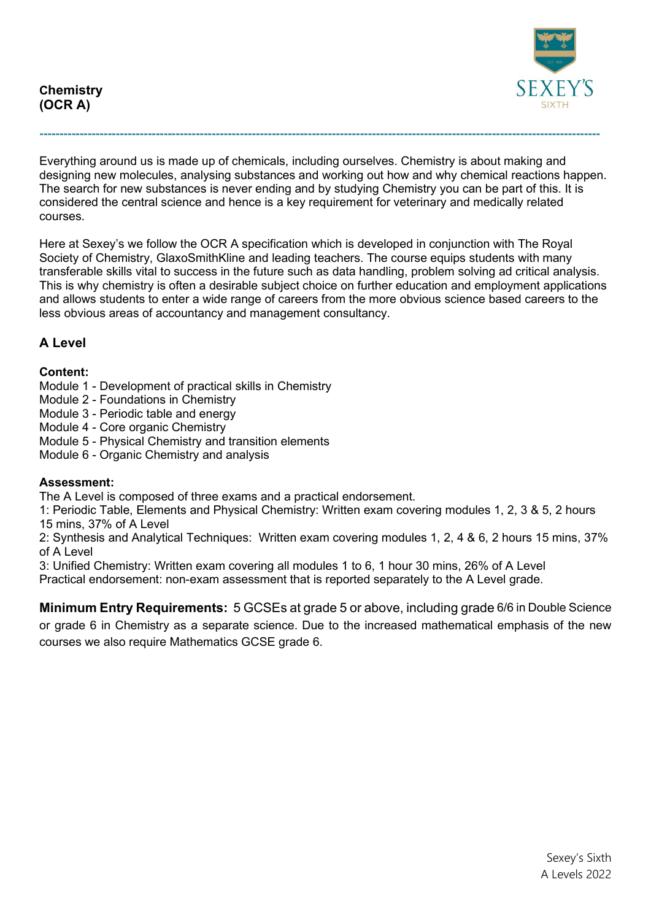**Chemistry (OCR A)**

Everything around us is made up of chemicals, including ourselves. Chemistry is about making and designing new molecules, analysing substances and working out how and why chemical reactions happen. The search for new substances is never ending and by studying Chemistry you can be part of this. It is considered the central science and hence is a key requirement for veterinary and medically related courses.

Here at Sexey's we follow the OCR A specification which is developed in conjunction with The Royal Society of Chemistry, GlaxoSmithKline and leading teachers. The course equips students with many transferable skills vital to success in the future such as data handling, problem solving ad critical analysis. This is why chemistry is often a desirable subject choice on further education and employment applications and allows students to enter a wide range of careers from the more obvious science based careers to the less obvious areas of accountancy and management consultancy.

## A Level

**Content:**

Module 1 - Development of practical skills in Chemistry
Module 2 - Foundations in Chemistry
Module 3 - Periodic table and energy
Module 4 - Core organic Chemistry
Module 5 - Physical Chemistry and transition elements
Module 6 - Organic Chemistry and analysis

**Assessment:**

The A Level is composed of three exams and a practical endorsement.
1: Periodic Table, Elements and Physical Chemistry: Written exam covering modules 1, 2, 3 & 5, 2 hours 15 mins, 37% of A Level
2: Synthesis and Analytical Techniques: Written exam covering modules 1, 2, 4 & 6, 2 hours 15 mins, 37% of A Level
3: Unified Chemistry: Written exam covering all modules 1 to 6, 1 hour 30 mins, 26% of A Level
Practical endorsement: non-exam assessment that is reported separately to the A Level grade.

**Minimum Entry Requirements:** 5 GCSEs at grade 5 or above, including grade 6/6 in Double Science or grade 6 in Chemistry as a separate science. Due to the increased mathematical emphasis of the new courses we also require Mathematics GCSE grade 6.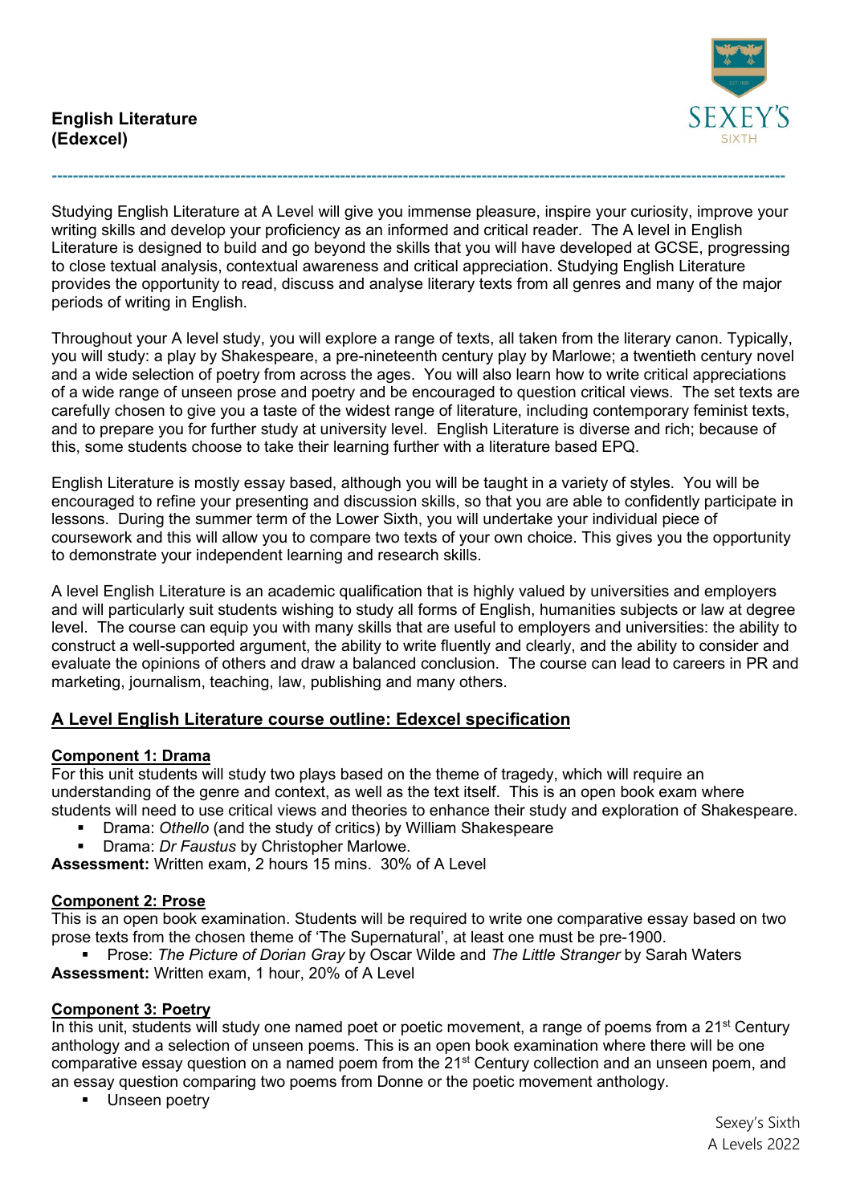**English Literature (Edexcel)**

---

Studying English Literature at A Level will give you immense pleasure, inspire your curiosity, improve your writing skills and develop your proficiency as an informed and critical reader. The A level in English Literature is designed to build and go beyond the skills that you will have developed at GCSE, progressing to close textual analysis, contextual awareness and critical appreciation. Studying English Literature provides the opportunity to read, discuss and analyse literary texts from all genres and many of the major periods of writing in English.

Throughout your A level study, you will explore a range of texts, all taken from the literary canon. Typically, you will study: a play by Shakespeare, a pre-nineteenth century play by Marlowe; a twentieth century novel and a wide selection of poetry from across the ages. You will also learn how to write critical appreciations of a wide range of unseen prose and poetry and be encouraged to question critical views. The set texts are carefully chosen to give you a taste of the widest range of literature, including contemporary feminist texts, and to prepare you for further study at university level. English Literature is diverse and rich; because of this, some students choose to take their learning further with a literature based EPQ.

English Literature is mostly essay based, although you will be taught in a variety of styles. You will be encouraged to refine your presenting and discussion skills, so that you are able to confidently participate in lessons. During the summer term of the Lower Sixth, you will undertake your individual piece of coursework and this will allow you to compare two texts of your own choice. This gives you the opportunity to demonstrate your independent learning and research skills.

A level English Literature is an academic qualification that is highly valued by universities and employers and will particularly suit students wishing to study all forms of English, humanities subjects or law at degree level. The course can equip you with many skills that are useful to employers and universities: the ability to construct a well-supported argument, the ability to write fluently and clearly, and the ability to consider and evaluate the opinions of others and draw a balanced conclusion. The course can lead to careers in PR and marketing, journalism, teaching, law, publishing and many others.

## A Level English Literature course outline: Edexcel specification

### Component 1: Drama

For this unit students will study two plays based on the theme of tragedy, which will require an understanding of the genre and context, as well as the text itself. This is an open book exam where students will need to use critical views and theories to enhance their study and exploration of Shakespeare.

- Drama: *Othello* (and the study of critics) by William Shakespeare
- Drama: *Dr Faustus* by Christopher Marlowe.

**Assessment:** Written exam, 2 hours 15 mins. 30% of A Level

### Component 2: Prose

This is an open book examination. Students will be required to write one comparative essay based on two prose texts from the chosen theme of 'The Supernatural', at least one must be pre-1900.

- Prose: *The Picture of Dorian Gray* by Oscar Wilde and *The Little Stranger* by Sarah Waters

**Assessment:** Written exam, 1 hour, 20% of A Level

### Component 3: Poetry

In this unit, students will study one named poet or poetic movement, a range of poems from a 21st Century anthology and a selection of unseen poems. This is an open book examination where there will be one comparative essay question on a named poem from the 21st Century collection and an unseen poem, and an essay question comparing two poems from Donne or the poetic movement anthology.

- Unseen poetry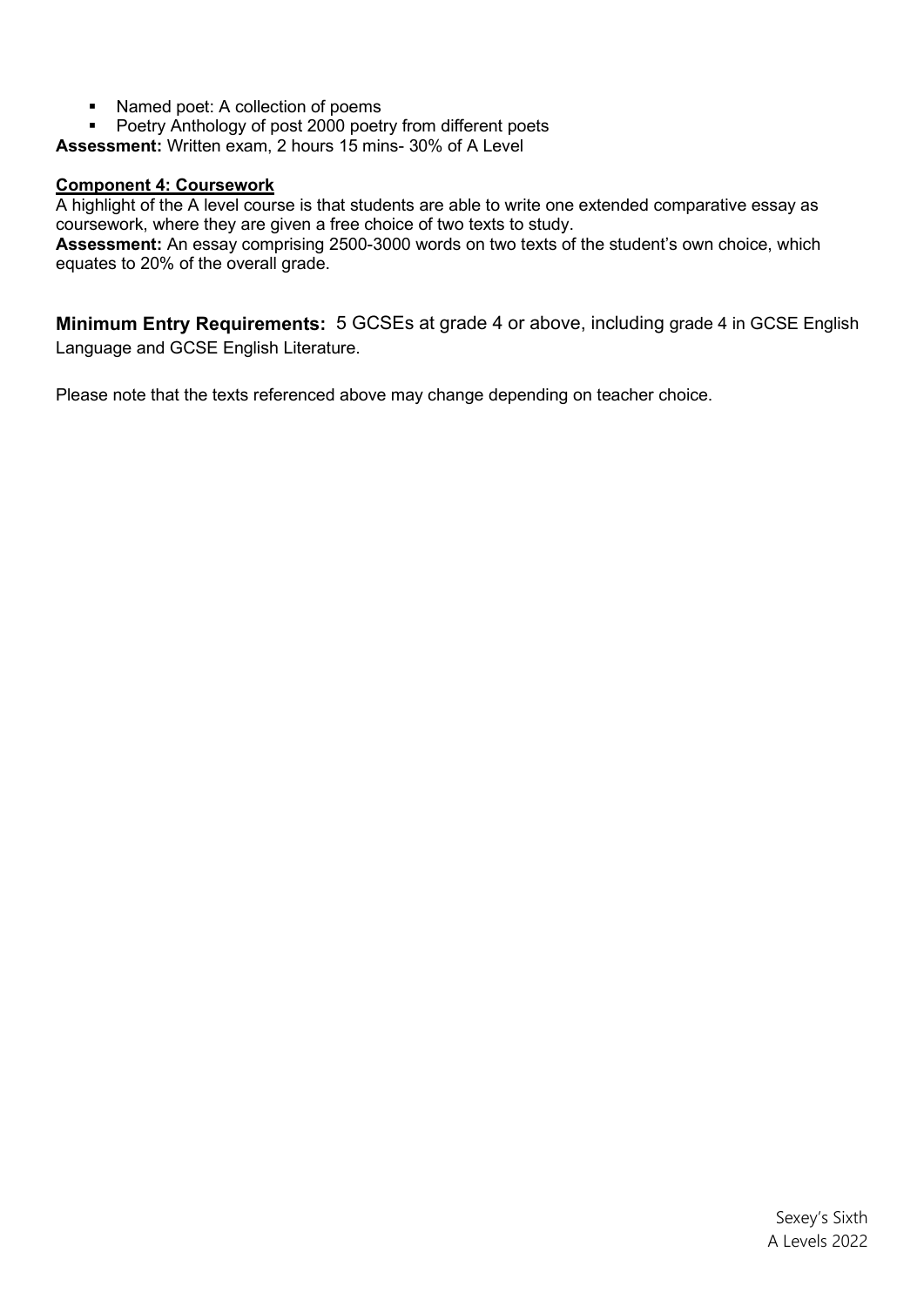- Named poet: A collection of poems
- Poetry Anthology of post 2000 poetry from different poets

**Assessment:** Written exam, 2 hours 15 mins- 30% of A Level

**Component 4: Coursework**

A highlight of the A level course is that students are able to write one extended comparative essay as coursework, where they are given a free choice of two texts to study.

**Assessment:** An essay comprising 2500-3000 words on two texts of the student's own choice, which equates to 20% of the overall grade.

**Minimum Entry Requirements:** 5 GCSEs at grade 4 or above, including grade 4 in GCSE English Language and GCSE English Literature.

Please note that the texts referenced above may change depending on teacher choice.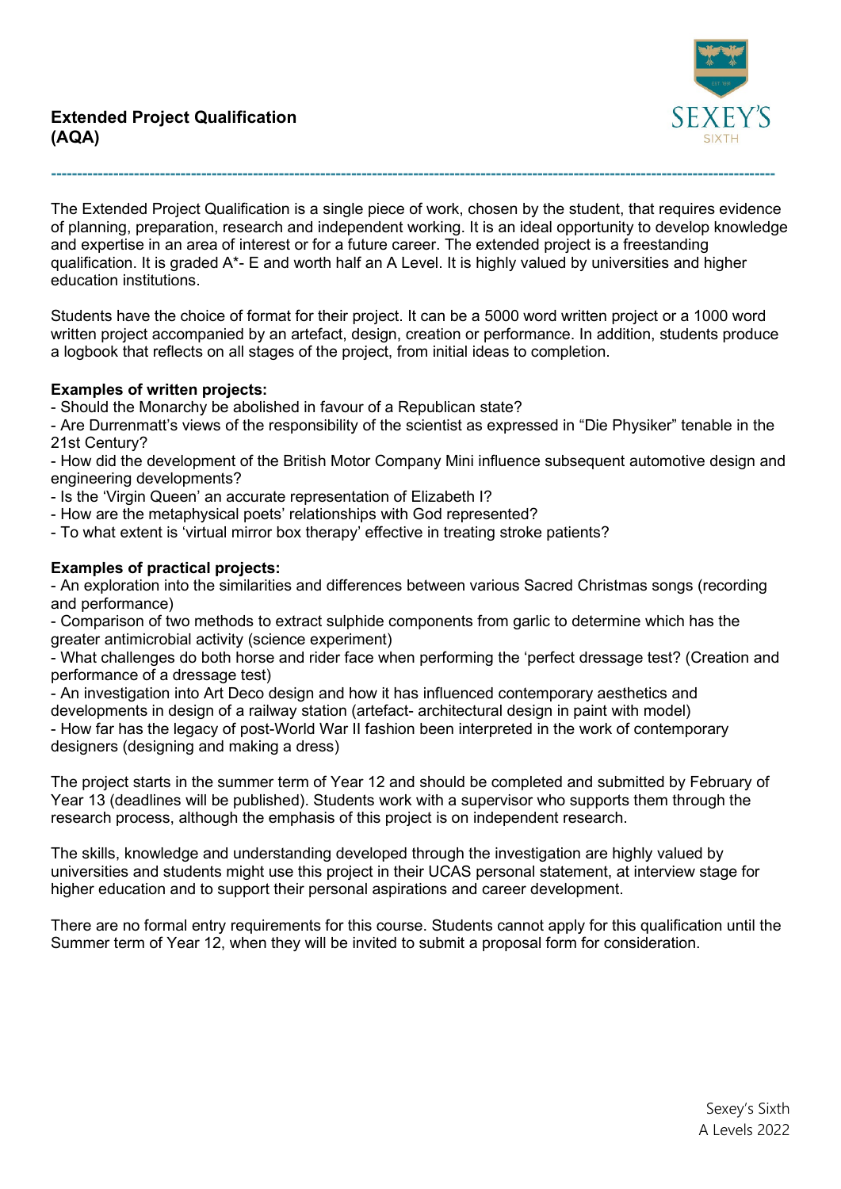## Extended Project Qualification (AQA)

The Extended Project Qualification is a single piece of work, chosen by the student, that requires evidence of planning, preparation, research and independent working. It is an ideal opportunity to develop knowledge and expertise in an area of interest or for a future career. The extended project is a freestanding qualification. It is graded A*- E and worth half an A Level. It is highly valued by universities and higher education institutions.

Students have the choice of format for their project. It can be a 5000 word written project or a 1000 word written project accompanied by an artefact, design, creation or performance. In addition, students produce a logbook that reflects on all stages of the project, from initial ideas to completion.

**Examples of written projects:**

- Should the Monarchy be abolished in favour of a Republican state?
- Are Durrenmatt's views of the responsibility of the scientist as expressed in "Die Physiker" tenable in the 21st Century?
- How did the development of the British Motor Company Mini influence subsequent automotive design and engineering developments?
- Is the 'Virgin Queen' an accurate representation of Elizabeth I?
- How are the metaphysical poets' relationships with God represented?
- To what extent is 'virtual mirror box therapy' effective in treating stroke patients?

**Examples of practical projects:**

- An exploration into the similarities and differences between various Sacred Christmas songs (recording and performance)
- Comparison of two methods to extract sulphide components from garlic to determine which has the greater antimicrobial activity (science experiment)
- What challenges do both horse and rider face when performing the 'perfect dressage test? (Creation and performance of a dressage test)
- An investigation into Art Deco design and how it has influenced contemporary aesthetics and developments in design of a railway station (artefact- architectural design in paint with model)
- How far has the legacy of post-World War II fashion been interpreted in the work of contemporary designers (designing and making a dress)

The project starts in the summer term of Year 12 and should be completed and submitted by February of Year 13 (deadlines will be published). Students work with a supervisor who supports them through the research process, although the emphasis of this project is on independent research.

The skills, knowledge and understanding developed through the investigation are highly valued by universities and students might use this project in their UCAS personal statement, at interview stage for higher education and to support their personal aspirations and career development.

There are no formal entry requirements for this course. Students cannot apply for this qualification until the Summer term of Year 12, when they will be invited to submit a proposal form for consideration.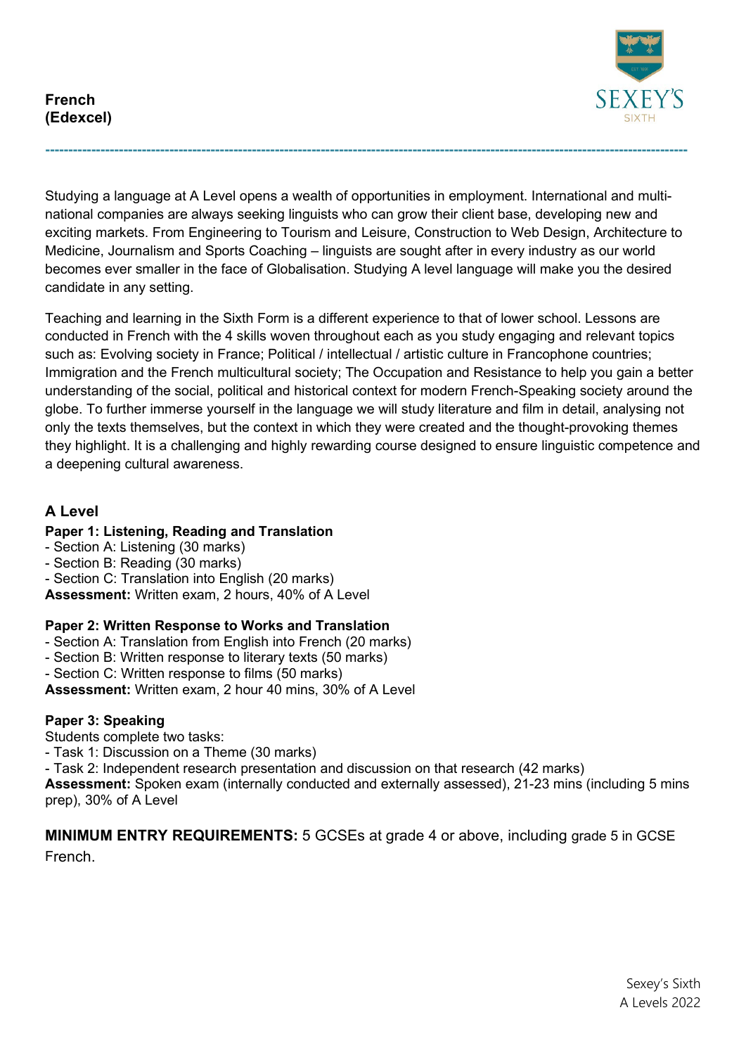# French
## (Edexcel)

Studying a language at A Level opens a wealth of opportunities in employment. International and multi-national companies are always seeking linguists who can grow their client base, developing new and exciting markets. From Engineering to Tourism and Leisure, Construction to Web Design, Architecture to Medicine, Journalism and Sports Coaching – linguists are sought after in every industry as our world becomes ever smaller in the face of Globalisation. Studying A level language will make you the desired candidate in any setting.

Teaching and learning in the Sixth Form is a different experience to that of lower school. Lessons are conducted in French with the 4 skills woven throughout each as you study engaging and relevant topics such as: Evolving society in France; Political / intellectual / artistic culture in Francophone countries; Immigration and the French multicultural society; The Occupation and Resistance to help you gain a better understanding of the social, political and historical context for modern French-Speaking society around the globe. To further immerse yourself in the language we will study literature and film in detail, analysing not only the texts themselves, but the context in which they were created and the thought-provoking themes they highlight. It is a challenging and highly rewarding course designed to ensure linguistic competence and a deepening cultural awareness.

### A Level

**Paper 1: Listening, Reading and Translation**
- Section A: Listening (30 marks)
- Section B: Reading (30 marks)
- Section C: Translation into English (20 marks)

**Assessment:** Written exam, 2 hours, 40% of A Level

**Paper 2: Written Response to Works and Translation**
- Section A: Translation from English into French (20 marks)
- Section B: Written response to literary texts (50 marks)
- Section C: Written response to films (50 marks)

**Assessment:** Written exam, 2 hour 40 mins, 30% of A Level

**Paper 3: Speaking**

Students complete two tasks:
- Task 1: Discussion on a Theme (30 marks)
- Task 2: Independent research presentation and discussion on that research (42 marks)

**Assessment:** Spoken exam (internally conducted and externally assessed), 21-23 mins (including 5 mins prep), 30% of A Level

**MINIMUM ENTRY REQUIREMENTS:** 5 GCSEs at grade 4 or above, including grade 5 in GCSE French.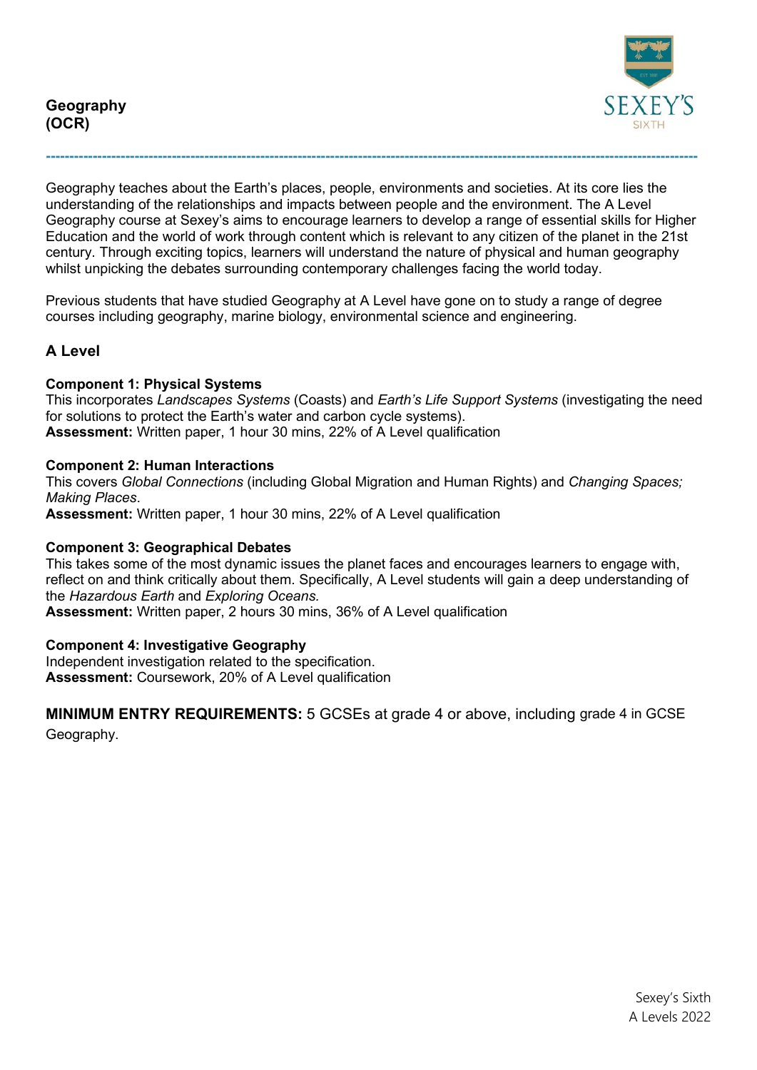# Geography (OCR)

Geography teaches about the Earth's places, people, environments and societies. At its core lies the understanding of the relationships and impacts between people and the environment. The A Level Geography course at Sexey's aims to encourage learners to develop a range of essential skills for Higher Education and the world of work through content which is relevant to any citizen of the planet in the 21st century. Through exciting topics, learners will understand the nature of physical and human geography whilst unpicking the debates surrounding contemporary challenges facing the world today.

Previous students that have studied Geography at A Level have gone on to study a range of degree courses including geography, marine biology, environmental science and engineering.

## A Level

### Component 1: Physical Systems

This incorporates *Landscapes Systems* (Coasts) and *Earth's Life Support Systems* (investigating the need for solutions to protect the Earth's water and carbon cycle systems).

**Assessment:** Written paper, 1 hour 30 mins, 22% of A Level qualification

### Component 2: Human Interactions

This covers *Global Connections* (including Global Migration and Human Rights) and *Changing Spaces; Making Places*.

**Assessment:** Written paper, 1 hour 30 mins, 22% of A Level qualification

### Component 3: Geographical Debates

This takes some of the most dynamic issues the planet faces and encourages learners to engage with, reflect on and think critically about them. Specifically, A Level students will gain a deep understanding of the *Hazardous Earth* and *Exploring Oceans.*

**Assessment:** Written paper, 2 hours 30 mins, 36% of A Level qualification

### Component 4: Investigative Geography

Independent investigation related to the specification.

**Assessment:** Coursework, 20% of A Level qualification

**MINIMUM ENTRY REQUIREMENTS:** 5 GCSEs at grade 4 or above, including grade 4 in GCSE Geography.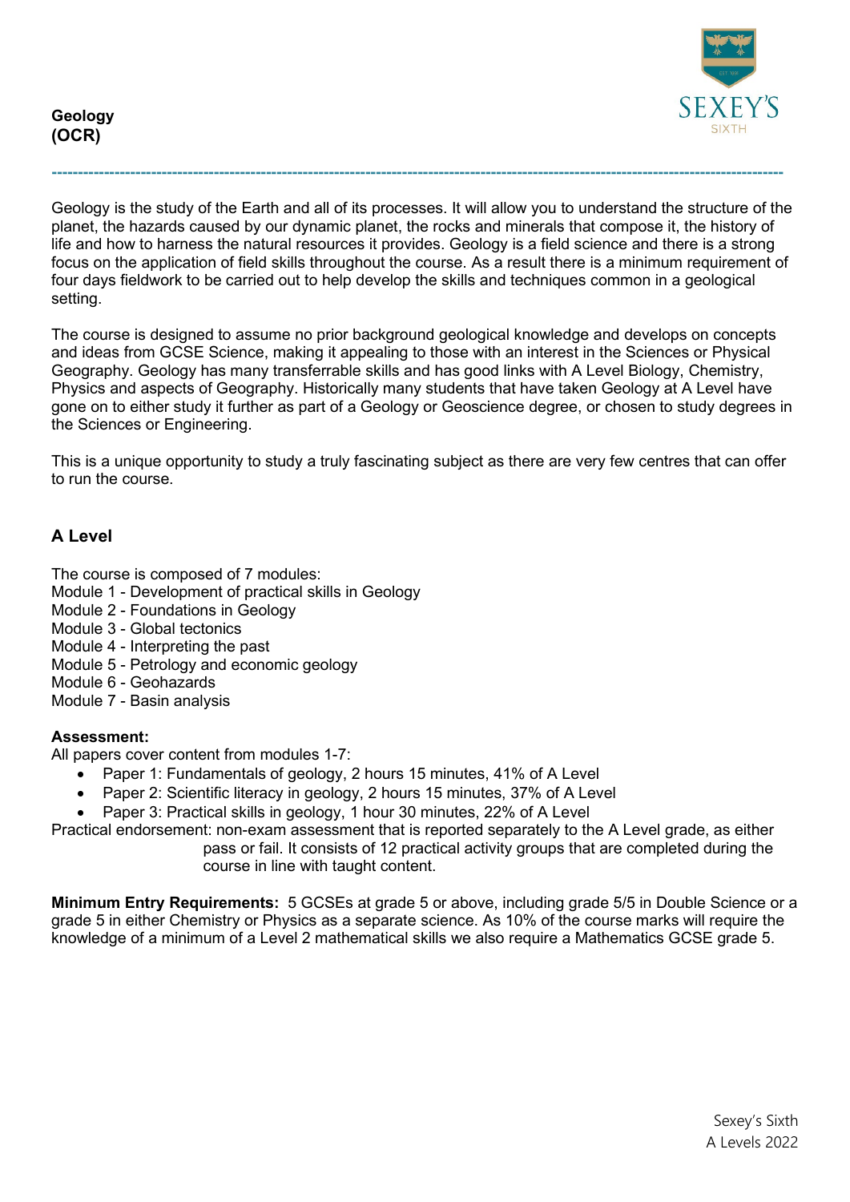**Geology**
**(OCR)**

---

Geology is the study of the Earth and all of its processes. It will allow you to understand the structure of the planet, the hazards caused by our dynamic planet, the rocks and minerals that compose it, the history of life and how to harness the natural resources it provides. Geology is a field science and there is a strong focus on the application of field skills throughout the course. As a result there is a minimum requirement of four days fieldwork to be carried out to help develop the skills and techniques common in a geological setting.

The course is designed to assume no prior background geological knowledge and develops on concepts and ideas from GCSE Science, making it appealing to those with an interest in the Sciences or Physical Geography. Geology has many transferrable skills and has good links with A Level Biology, Chemistry, Physics and aspects of Geography. Historically many students that have taken Geology at A Level have gone on to either study it further as part of a Geology or Geoscience degree, or chosen to study degrees in the Sciences or Engineering.

This is a unique opportunity to study a truly fascinating subject as there are very few centres that can offer to run the course.

## A Level

The course is composed of 7 modules:
Module 1 - Development of practical skills in Geology
Module 2 - Foundations in Geology
Module 3 - Global tectonics
Module 4 - Interpreting the past
Module 5 - Petrology and economic geology
Module 6 - Geohazards
Module 7 - Basin analysis

**Assessment:**
All papers cover content from modules 1-7:

- Paper 1: Fundamentals of geology, 2 hours 15 minutes, 41% of A Level
- Paper 2: Scientific literacy in geology, 2 hours 15 minutes, 37% of A Level
- Paper 3: Practical skills in geology, 1 hour 30 minutes, 22% of A Level

Practical endorsement: non-exam assessment that is reported separately to the A Level grade, as either pass or fail. It consists of 12 practical activity groups that are completed during the course in line with taught content.

**Minimum Entry Requirements:** 5 GCSEs at grade 5 or above, including grade 5/5 in Double Science or a grade 5 in either Chemistry or Physics as a separate science. As 10% of the course marks will require the knowledge of a minimum of a Level 2 mathematical skills we also require a Mathematics GCSE grade 5.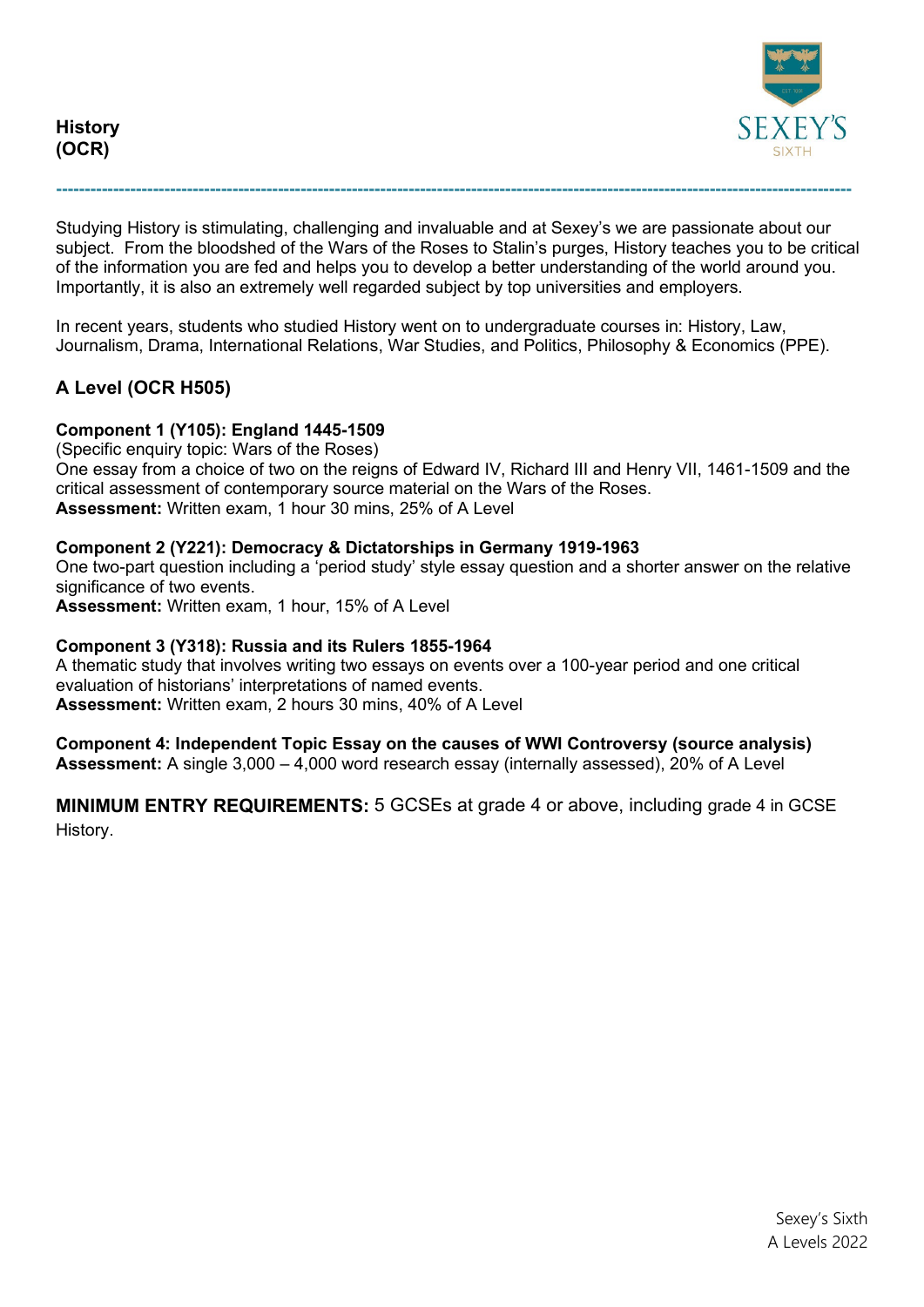# History (OCR)

Studying History is stimulating, challenging and invaluable and at Sexey's we are passionate about our subject. From the bloodshed of the Wars of the Roses to Stalin's purges, History teaches you to be critical of the information you are fed and helps you to develop a better understanding of the world around you. Importantly, it is also an extremely well regarded subject by top universities and employers.

In recent years, students who studied History went on to undergraduate courses in: History, Law, Journalism, Drama, International Relations, War Studies, and Politics, Philosophy & Economics (PPE).

## A Level (OCR H505)

**Component 1 (Y105): England 1445-1509**
(Specific enquiry topic: Wars of the Roses)
One essay from a choice of two on the reigns of Edward IV, Richard III and Henry VII, 1461-1509 and the critical assessment of contemporary source material on the Wars of the Roses.
**Assessment:** Written exam, 1 hour 30 mins, 25% of A Level

**Component 2 (Y221): Democracy & Dictatorships in Germany 1919-1963**
One two-part question including a 'period study' style essay question and a shorter answer on the relative significance of two events.
**Assessment:** Written exam, 1 hour, 15% of A Level

**Component 3 (Y318): Russia and its Rulers 1855-1964**
A thematic study that involves writing two essays on events over a 100-year period and one critical evaluation of historians' interpretations of named events.
**Assessment:** Written exam, 2 hours 30 mins, 40% of A Level

**Component 4: Independent Topic Essay on the causes of WWI Controversy (source analysis)**
**Assessment:** A single 3,000 – 4,000 word research essay (internally assessed), 20% of A Level

**MINIMUM ENTRY REQUIREMENTS:** 5 GCSEs at grade 4 or above, including grade 4 in GCSE History.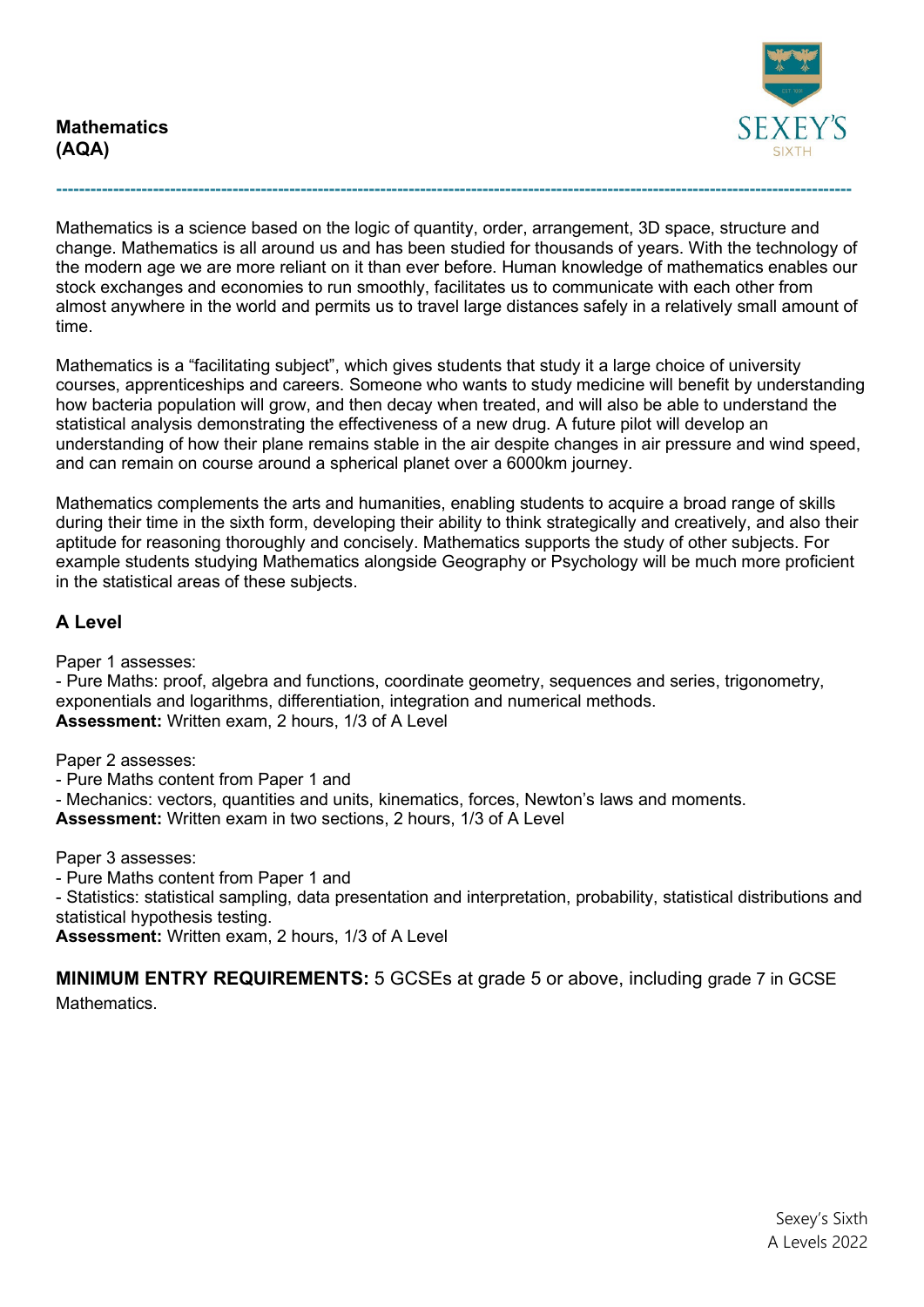**Mathematics**
**(AQA)**

Mathematics is a science based on the logic of quantity, order, arrangement, 3D space, structure and change. Mathematics is all around us and has been studied for thousands of years. With the technology of the modern age we are more reliant on it than ever before. Human knowledge of mathematics enables our stock exchanges and economies to run smoothly, facilitates us to communicate with each other from almost anywhere in the world and permits us to travel large distances safely in a relatively small amount of time.

Mathematics is a "facilitating subject", which gives students that study it a large choice of university courses, apprenticeships and careers. Someone who wants to study medicine will benefit by understanding how bacteria population will grow, and then decay when treated, and will also be able to understand the statistical analysis demonstrating the effectiveness of a new drug. A future pilot will develop an understanding of how their plane remains stable in the air despite changes in air pressure and wind speed, and can remain on course around a spherical planet over a 6000km journey.

Mathematics complements the arts and humanities, enabling students to acquire a broad range of skills during their time in the sixth form, developing their ability to think strategically and creatively, and also their aptitude for reasoning thoroughly and concisely. Mathematics supports the study of other subjects. For example students studying Mathematics alongside Geography or Psychology will be much more proficient in the statistical areas of these subjects.

## A Level

Paper 1 assesses:
- Pure Maths: proof, algebra and functions, coordinate geometry, sequences and series, trigonometry, exponentials and logarithms, differentiation, integration and numerical methods.

**Assessment:** Written exam, 2 hours, 1/3 of A Level

Paper 2 assesses:
- Pure Maths content from Paper 1 and
- Mechanics: vectors, quantities and units, kinematics, forces, Newton's laws and moments.

**Assessment:** Written exam in two sections, 2 hours, 1/3 of A Level

Paper 3 assesses:
- Pure Maths content from Paper 1 and
- Statistics: statistical sampling, data presentation and interpretation, probability, statistical distributions and statistical hypothesis testing.

**Assessment:** Written exam, 2 hours, 1/3 of A Level

**MINIMUM ENTRY REQUIREMENTS:** 5 GCSEs at grade 5 or above, including grade 7 in GCSE Mathematics.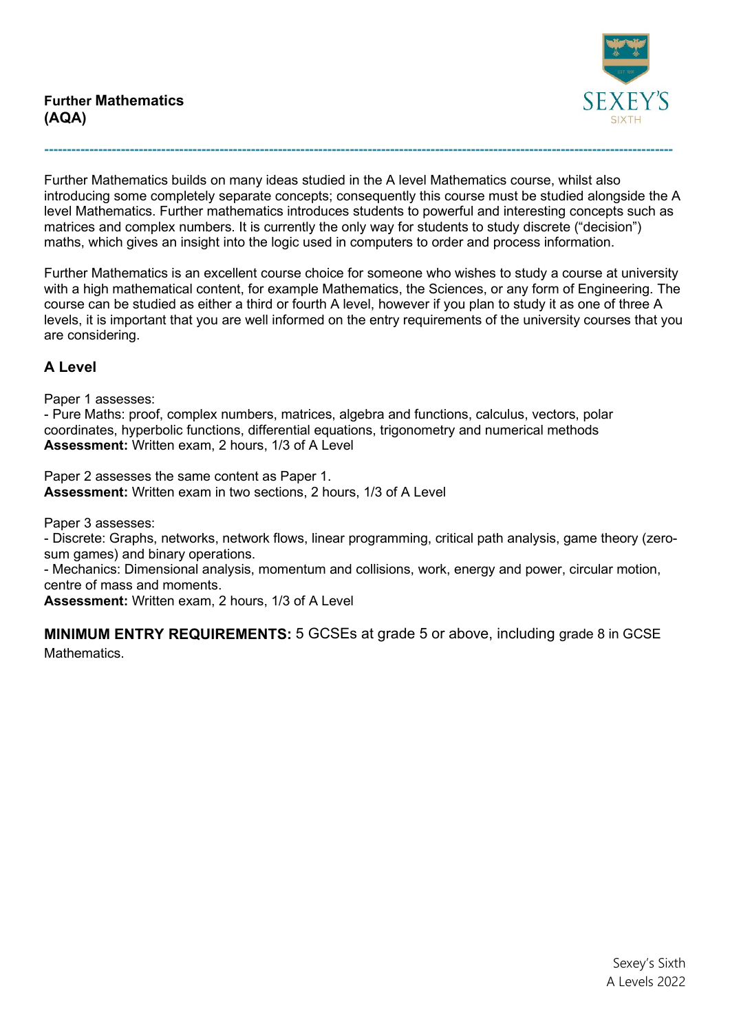**Further Mathematics**
**(AQA)**

---

Further Mathematics builds on many ideas studied in the A level Mathematics course, whilst also introducing some completely separate concepts; consequently this course must be studied alongside the A level Mathematics. Further mathematics introduces students to powerful and interesting concepts such as matrices and complex numbers. It is currently the only way for students to study discrete ("decision") maths, which gives an insight into the logic used in computers to order and process information.

Further Mathematics is an excellent course choice for someone who wishes to study a course at university with a high mathematical content, for example Mathematics, the Sciences, or any form of Engineering. The course can be studied as either a third or fourth A level, however if you plan to study it as one of three A levels, it is important that you are well informed on the entry requirements of the university courses that you are considering.

## A Level

Paper 1 assesses:
- Pure Maths: proof, complex numbers, matrices, algebra and functions, calculus, vectors, polar coordinates, hyperbolic functions, differential equations, trigonometry and numerical methods

**Assessment:** Written exam, 2 hours, 1/3 of A Level

Paper 2 assesses the same content as Paper 1.
**Assessment:** Written exam in two sections, 2 hours, 1/3 of A Level

Paper 3 assesses:
- Discrete: Graphs, networks, network flows, linear programming, critical path analysis, game theory (zero-sum games) and binary operations.
- Mechanics: Dimensional analysis, momentum and collisions, work, energy and power, circular motion, centre of mass and moments.

**Assessment:** Written exam, 2 hours, 1/3 of A Level

**MINIMUM ENTRY REQUIREMENTS:** 5 GCSEs at grade 5 or above, including grade 8 in GCSE Mathematics.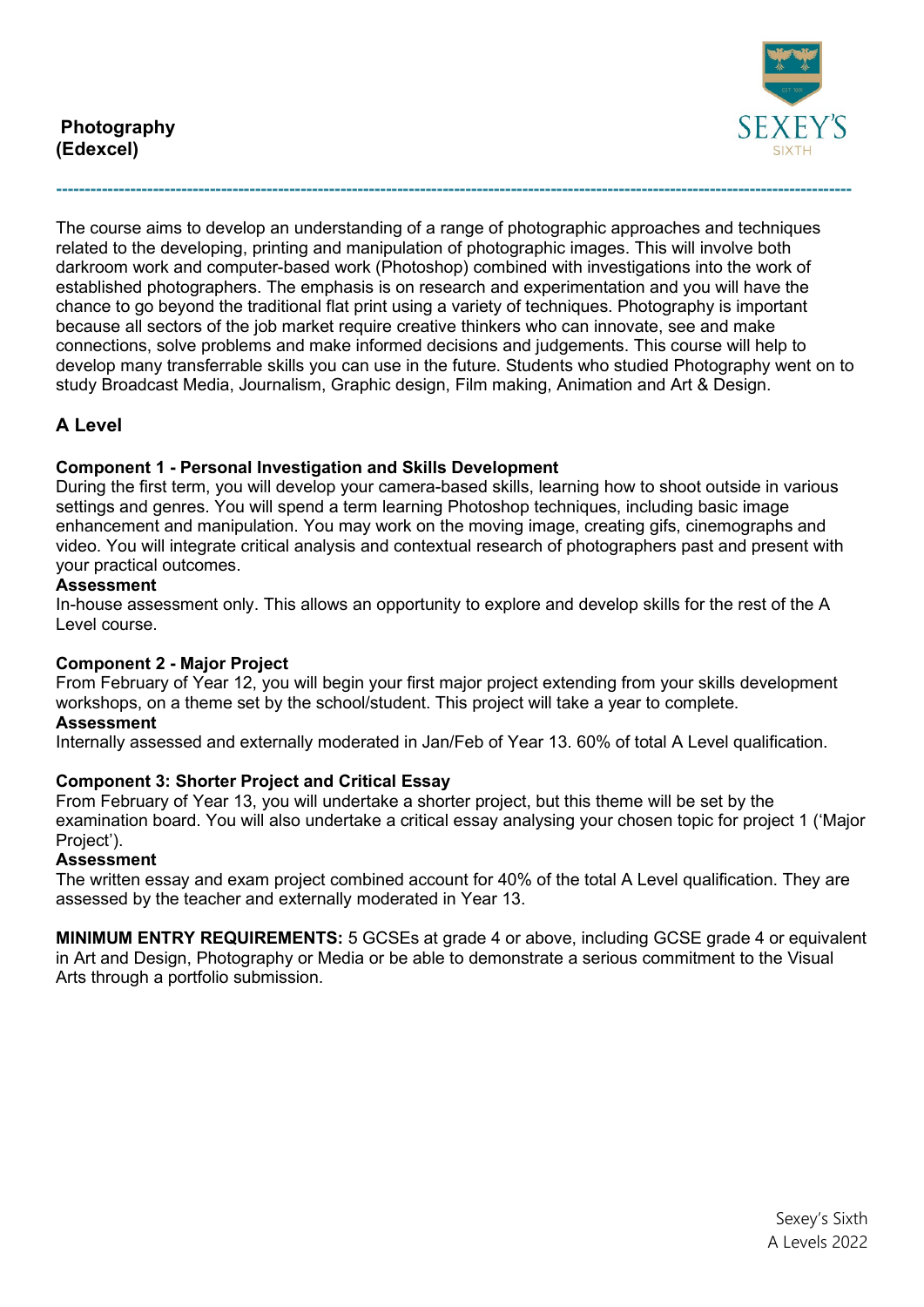# Photography (Edexcel)

The course aims to develop an understanding of a range of photographic approaches and techniques related to the developing, printing and manipulation of photographic images. This will involve both darkroom work and computer-based work (Photoshop) combined with investigations into the work of established photographers. The emphasis is on research and experimentation and you will have the chance to go beyond the traditional flat print using a variety of techniques. Photography is important because all sectors of the job market require creative thinkers who can innovate, see and make connections, solve problems and make informed decisions and judgements. This course will help to develop many transferrable skills you can use in the future. Students who studied Photography went on to study Broadcast Media, Journalism, Graphic design, Film making, Animation and Art & Design.

## A Level

**Component 1 - Personal Investigation and Skills Development**

During the first term, you will develop your camera-based skills, learning how to shoot outside in various settings and genres. You will spend a term learning Photoshop techniques, including basic image enhancement and manipulation. You may work on the moving image, creating gifs, cinemographs and video. You will integrate critical analysis and contextual research of photographers past and present with your practical outcomes.

**Assessment**

In-house assessment only. This allows an opportunity to explore and develop skills for the rest of the A Level course.

**Component 2 - Major Project**

From February of Year 12, you will begin your first major project extending from your skills development workshops, on a theme set by the school/student. This project will take a year to complete.

**Assessment**

Internally assessed and externally moderated in Jan/Feb of Year 13. 60% of total A Level qualification.

**Component 3: Shorter Project and Critical Essay**

From February of Year 13, you will undertake a shorter project, but this theme will be set by the examination board. You will also undertake a critical essay analysing your chosen topic for project 1 ('Major Project').

**Assessment**

The written essay and exam project combined account for 40% of the total A Level qualification. They are assessed by the teacher and externally moderated in Year 13.

**MINIMUM ENTRY REQUIREMENTS:** 5 GCSEs at grade 4 or above, including GCSE grade 4 or equivalent in Art and Design, Photography or Media or be able to demonstrate a serious commitment to the Visual Arts through a portfolio submission.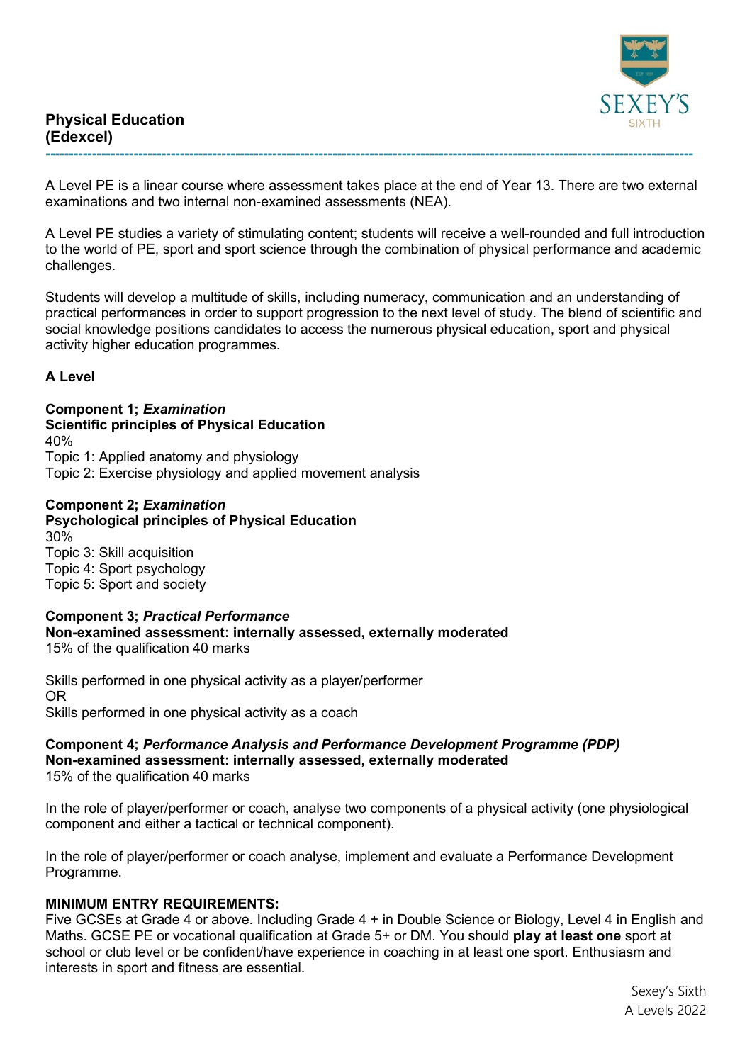## Physical Education (Edexcel)

---

A Level PE is a linear course where assessment takes place at the end of Year 13. There are two external examinations and two internal non-examined assessments (NEA).

A Level PE studies a variety of stimulating content; students will receive a well-rounded and full introduction to the world of PE, sport and sport science through the combination of physical performance and academic challenges.

Students will develop a multitude of skills, including numeracy, communication and an understanding of practical performances in order to support progression to the next level of study. The blend of scientific and social knowledge positions candidates to access the numerous physical education, sport and physical activity higher education programmes.

### A Level

**Component 1; *Examination***
**Scientific principles of Physical Education**
40%
Topic 1: Applied anatomy and physiology
Topic 2: Exercise physiology and applied movement analysis

**Component 2; *Examination***
**Psychological principles of Physical Education**
30%
Topic 3: Skill acquisition
Topic 4: Sport psychology
Topic 5: Sport and society

**Component 3; *Practical Performance***
**Non-examined assessment: internally assessed, externally moderated**
15% of the qualification 40 marks

Skills performed in one physical activity as a player/performer
OR
Skills performed in one physical activity as a coach

**Component 4; *Performance Analysis and Performance Development Programme (PDP)***
**Non-examined assessment: internally assessed, externally moderated**
15% of the qualification 40 marks

In the role of player/performer or coach, analyse two components of a physical activity (one physiological component and either a tactical or technical component).

In the role of player/performer or coach analyse, implement and evaluate a Performance Development Programme.

**MINIMUM ENTRY REQUIREMENTS:**
Five GCSEs at Grade 4 or above. Including Grade 4 + in Double Science or Biology, Level 4 in English and Maths. GCSE PE or vocational qualification at Grade 5+ or DM. You should **play at least one** sport at school or club level or be confident/have experience in coaching in at least one sport. Enthusiasm and interests in sport and fitness are essential.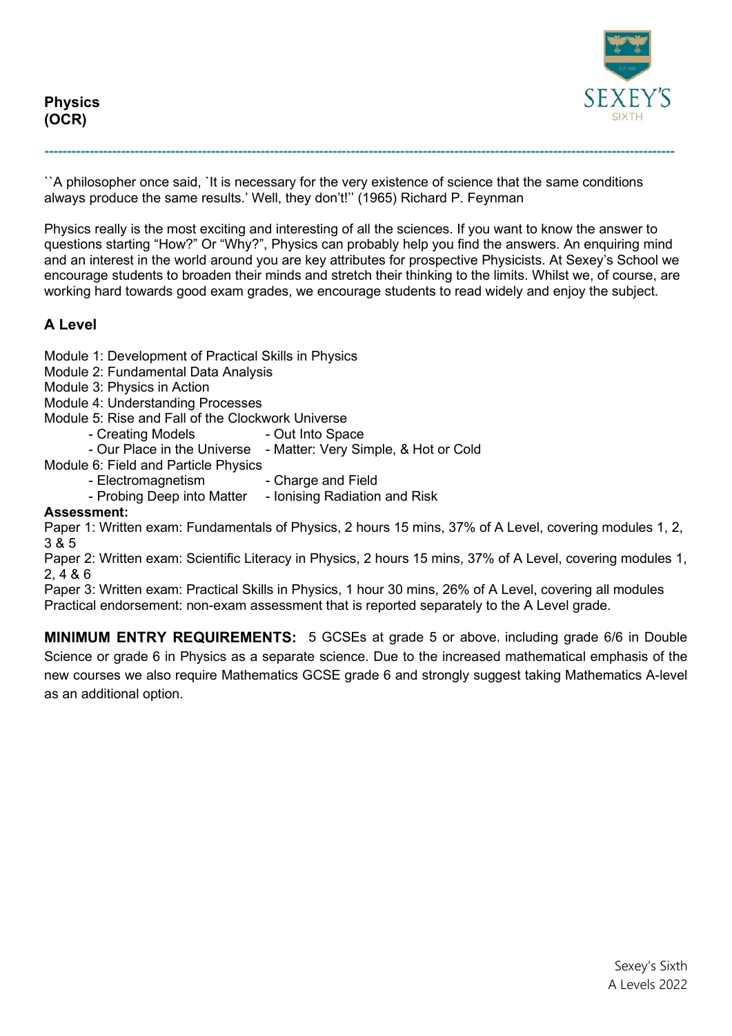**Physics**
**(OCR)**

---

``A philosopher once said, `It is necessary for the very existence of science that the same conditions always produce the same results.' Well, they don't!'' (1965) Richard P. Feynman

Physics really is the most exciting and interesting of all the sciences. If you want to know the answer to questions starting "How?" Or "Why?", Physics can probably help you find the answers. An enquiring mind and an interest in the world around you are key attributes for prospective Physicists. At Sexey's School we encourage students to broaden their minds and stretch their thinking to the limits. Whilst we, of course, are working hard towards good exam grades, we encourage students to read widely and enjoy the subject.

## A Level

Module 1: Development of Practical Skills in Physics
Module 2: Fundamental Data Analysis
Module 3: Physics in Action
Module 4: Understanding Processes
Module 5: Rise and Fall of the Clockwork Universe

- Creating Models
- Out Into Space
- Our Place in the Universe
- Matter: Very Simple, & Hot or Cold

Module 6: Field and Particle Physics

- Electromagnetism
- Charge and Field
- Probing Deep into Matter
- Ionising Radiation and Risk

**Assessment:**
Paper 1: Written exam: Fundamentals of Physics, 2 hours 15 mins, 37% of A Level, covering modules 1, 2, 3 & 5
Paper 2: Written exam: Scientific Literacy in Physics, 2 hours 15 mins, 37% of A Level, covering modules 1, 2, 4 & 6
Paper 3: Written exam: Practical Skills in Physics, 1 hour 30 mins, 26% of A Level, covering all modules
Practical endorsement: non-exam assessment that is reported separately to the A Level grade.

**MINIMUM ENTRY REQUIREMENTS:** 5 GCSEs at grade 5 or above, including grade 6/6 in Double Science or grade 6 in Physics as a separate science. Due to the increased mathematical emphasis of the new courses we also require Mathematics GCSE grade 6 and strongly suggest taking Mathematics A-level as an additional option.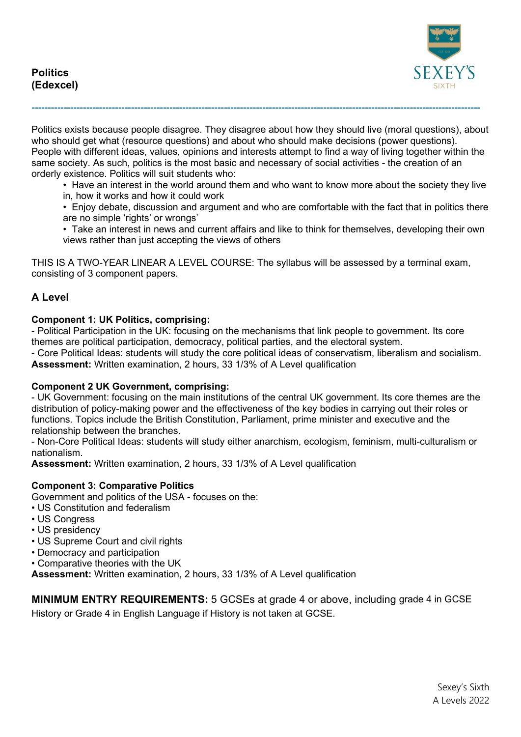# Politics (Edexcel)

Politics exists because people disagree. They disagree about how they should live (moral questions), about who should get what (resource questions) and about who should make decisions (power questions). People with different ideas, values, opinions and interests attempt to find a way of living together within the same society. As such, politics is the most basic and necessary of social activities - the creation of an orderly existence. Politics will suit students who:

- Have an interest in the world around them and who want to know more about the society they live in, how it works and how it could work
- Enjoy debate, discussion and argument and who are comfortable with the fact that in politics there are no simple 'rights' or wrongs'
- Take an interest in news and current affairs and like to think for themselves, developing their own views rather than just accepting the views of others

THIS IS A TWO-YEAR LINEAR A LEVEL COURSE: The syllabus will be assessed by a terminal exam, consisting of 3 component papers.

## A Level

**Component 1: UK Politics, comprising:**

- Political Participation in the UK: focusing on the mechanisms that link people to government. Its core themes are political participation, democracy, political parties, and the electoral system.
- Core Political Ideas: students will study the core political ideas of conservatism, liberalism and socialism.

**Assessment:** Written examination, 2 hours, 33 1/3% of A Level qualification

**Component 2 UK Government, comprising:**

- UK Government: focusing on the main institutions of the central UK government. Its core themes are the distribution of policy-making power and the effectiveness of the key bodies in carrying out their roles or functions. Topics include the British Constitution, Parliament, prime minister and executive and the relationship between the branches.
- Non-Core Political Ideas: students will study either anarchism, ecologism, feminism, multi-culturalism or nationalism.

**Assessment:** Written examination, 2 hours, 33 1/3% of A Level qualification

**Component 3: Comparative Politics**

Government and politics of the USA - focuses on the:

- US Constitution and federalism
- US Congress
- US presidency
- US Supreme Court and civil rights
- Democracy and participation
- Comparative theories with the UK

**Assessment:** Written examination, 2 hours, 33 1/3% of A Level qualification

**MINIMUM ENTRY REQUIREMENTS:** 5 GCSEs at grade 4 or above, including grade 4 in GCSE History or Grade 4 in English Language if History is not taken at GCSE.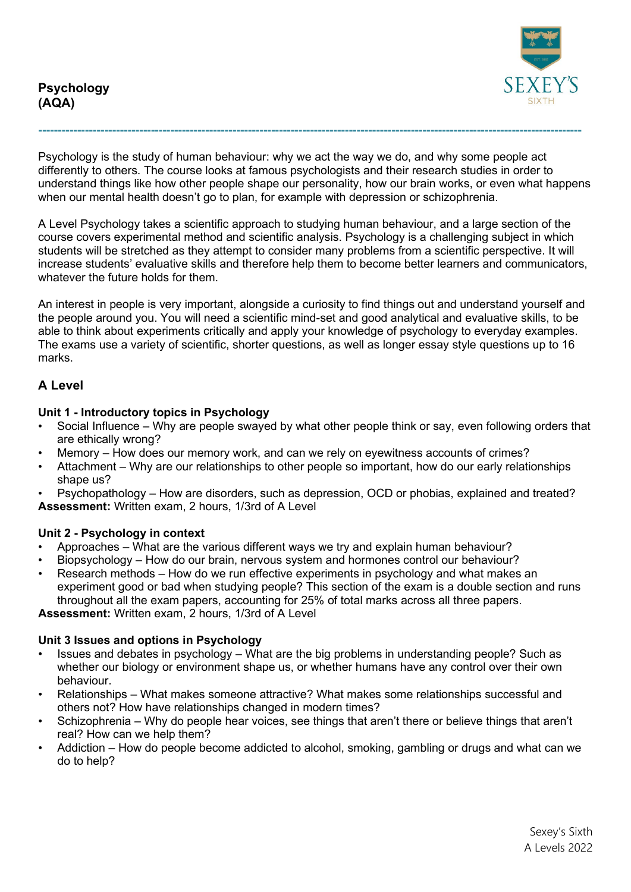# Psychology (AQA)

Psychology is the study of human behaviour: why we act the way we do, and why some people act differently to others. The course looks at famous psychologists and their research studies in order to understand things like how other people shape our personality, how our brain works, or even what happens when our mental health doesn't go to plan, for example with depression or schizophrenia.

A Level Psychology takes a scientific approach to studying human behaviour, and a large section of the course covers experimental method and scientific analysis. Psychology is a challenging subject in which students will be stretched as they attempt to consider many problems from a scientific perspective. It will increase students' evaluative skills and therefore help them to become better learners and communicators, whatever the future holds for them.

An interest in people is very important, alongside a curiosity to find things out and understand yourself and the people around you. You will need a scientific mind-set and good analytical and evaluative skills, to be able to think about experiments critically and apply your knowledge of psychology to everyday examples. The exams use a variety of scientific, shorter questions, as well as longer essay style questions up to 16 marks.

## A Level

### Unit 1 - Introductory topics in Psychology

- Social Influence – Why are people swayed by what other people think or say, even following orders that are ethically wrong?
- Memory – How does our memory work, and can we rely on eyewitness accounts of crimes?
- Attachment – Why are our relationships to other people so important, how do our early relationships shape us?
- Psychopathology – How are disorders, such as depression, OCD or phobias, explained and treated?

**Assessment:** Written exam, 2 hours, 1/3rd of A Level

### Unit 2 - Psychology in context

- Approaches – What are the various different ways we try and explain human behaviour?
- Biopsychology – How do our brain, nervous system and hormones control our behaviour?
- Research methods – How do we run effective experiments in psychology and what makes an experiment good or bad when studying people? This section of the exam is a double section and runs throughout all the exam papers, accounting for 25% of total marks across all three papers.

**Assessment:** Written exam, 2 hours, 1/3rd of A Level

### Unit 3 Issues and options in Psychology

- Issues and debates in psychology – What are the big problems in understanding people? Such as whether our biology or environment shape us, or whether humans have any control over their own behaviour.
- Relationships – What makes someone attractive? What makes some relationships successful and others not? How have relationships changed in modern times?
- Schizophrenia – Why do people hear voices, see things that aren't there or believe things that aren't real? How can we help them?
- Addiction – How do people become addicted to alcohol, smoking, gambling or drugs and what can we do to help?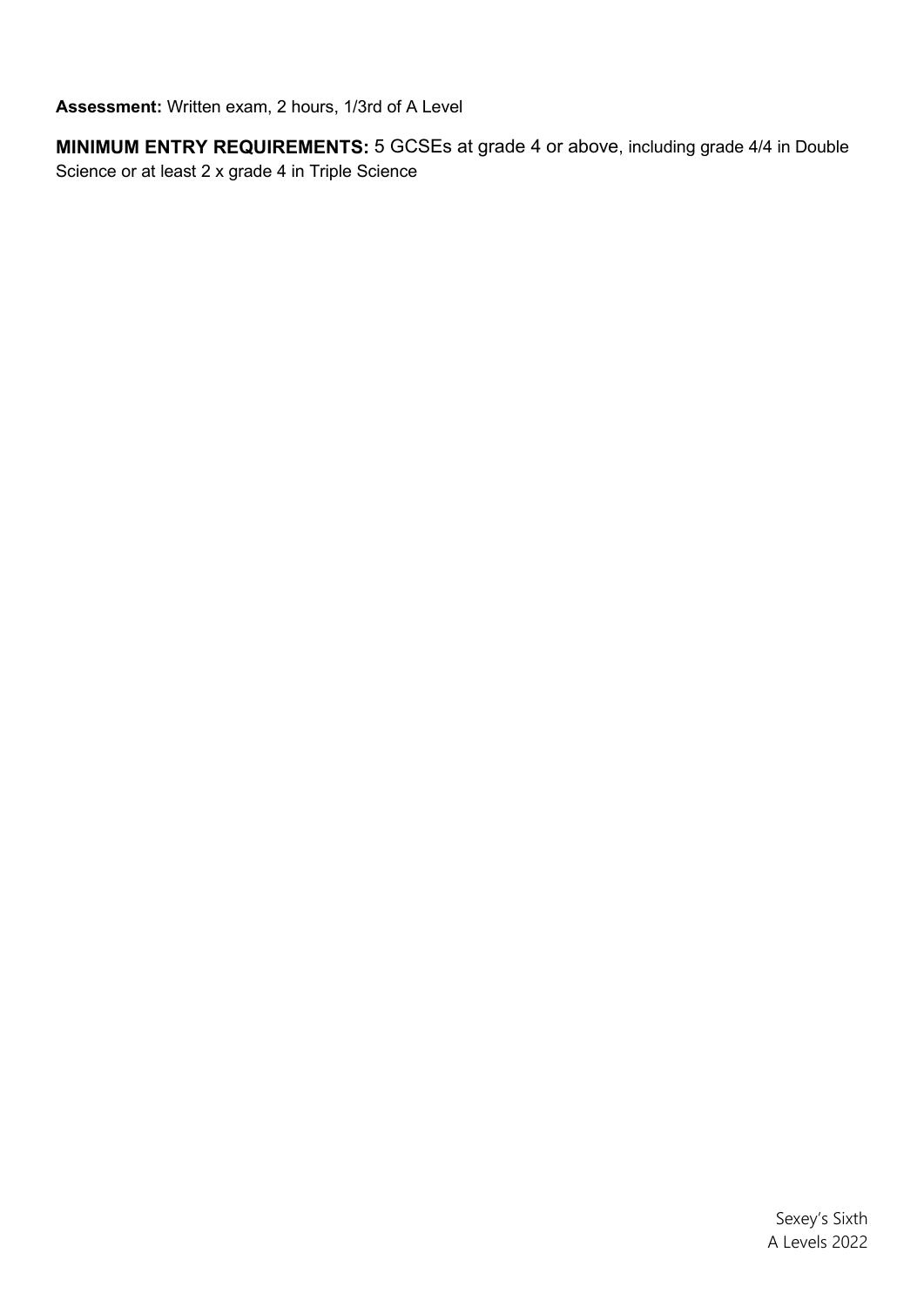**Assessment:** Written exam, 2 hours, 1/3rd of A Level

**MINIMUM ENTRY REQUIREMENTS:** 5 GCSEs at grade 4 or above, including grade 4/4 in Double Science or at least 2 x grade 4 in Triple Science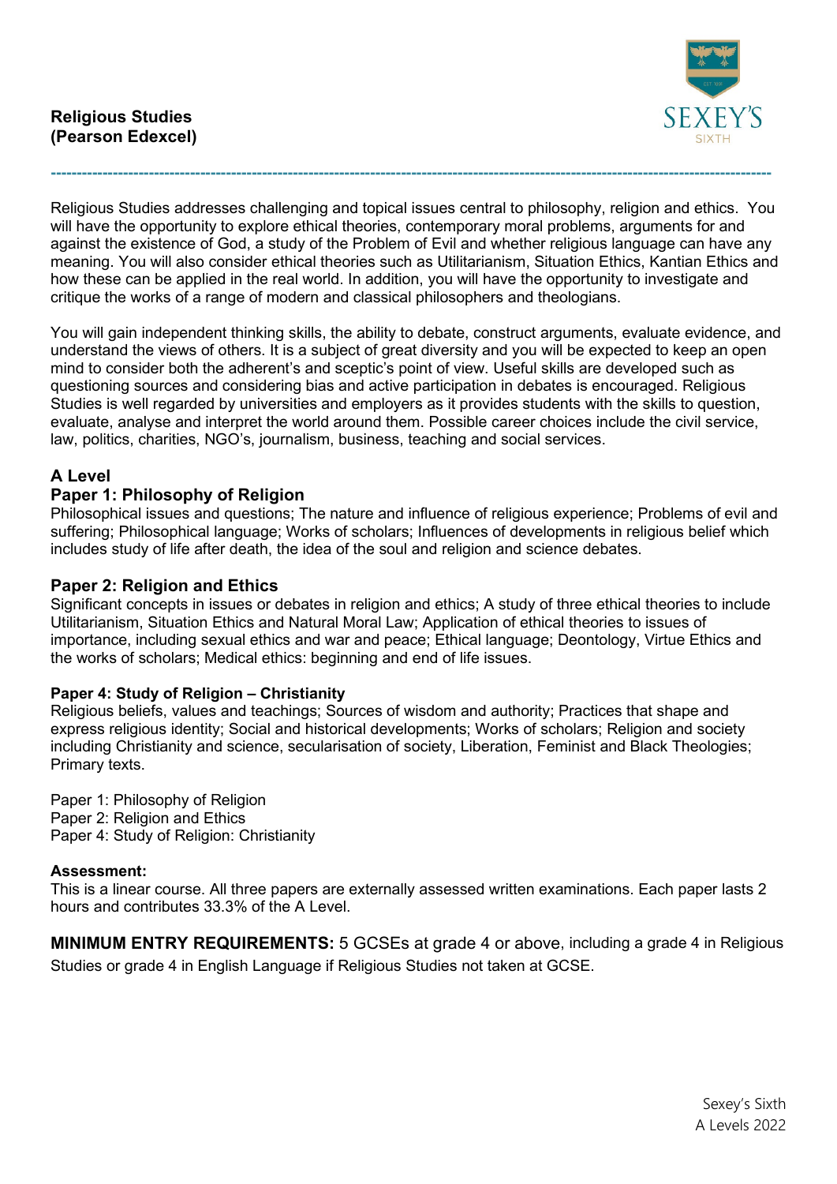## Religious Studies (Pearson Edexcel)

---

Religious Studies addresses challenging and topical issues central to philosophy, religion and ethics. You will have the opportunity to explore ethical theories, contemporary moral problems, arguments for and against the existence of God, a study of the Problem of Evil and whether religious language can have any meaning. You will also consider ethical theories such as Utilitarianism, Situation Ethics, Kantian Ethics and how these can be applied in the real world. In addition, you will have the opportunity to investigate and critique the works of a range of modern and classical philosophers and theologians.

You will gain independent thinking skills, the ability to debate, construct arguments, evaluate evidence, and understand the views of others. It is a subject of great diversity and you will be expected to keep an open mind to consider both the adherent's and sceptic's point of view. Useful skills are developed such as questioning sources and considering bias and active participation in debates is encouraged. Religious Studies is well regarded by universities and employers as it provides students with the skills to question, evaluate, analyse and interpret the world around them. Possible career choices include the civil service, law, politics, charities, NGO's, journalism, business, teaching and social services.

### A Level

### Paper 1: Philosophy of Religion

Philosophical issues and questions; The nature and influence of religious experience; Problems of evil and suffering; Philosophical language; Works of scholars; Influences of developments in religious belief which includes study of life after death, the idea of the soul and religion and science debates.

### Paper 2: Religion and Ethics

Significant concepts in issues or debates in religion and ethics; A study of three ethical theories to include Utilitarianism, Situation Ethics and Natural Moral Law; Application of ethical theories to issues of importance, including sexual ethics and war and peace; Ethical language; Deontology, Virtue Ethics and the works of scholars; Medical ethics: beginning and end of life issues.

**Paper 4: Study of Religion – Christianity**

Religious beliefs, values and teachings; Sources of wisdom and authority; Practices that shape and express religious identity; Social and historical developments; Works of scholars; Religion and society including Christianity and science, secularisation of society, Liberation, Feminist and Black Theologies; Primary texts.

Paper 1: Philosophy of Religion
Paper 2: Religion and Ethics
Paper 4: Study of Religion: Christianity

**Assessment:**

This is a linear course. All three papers are externally assessed written examinations. Each paper lasts 2 hours and contributes 33.3% of the A Level.

**MINIMUM ENTRY REQUIREMENTS:** 5 GCSEs at grade 4 or above, including a grade 4 in Religious Studies or grade 4 in English Language if Religious Studies not taken at GCSE.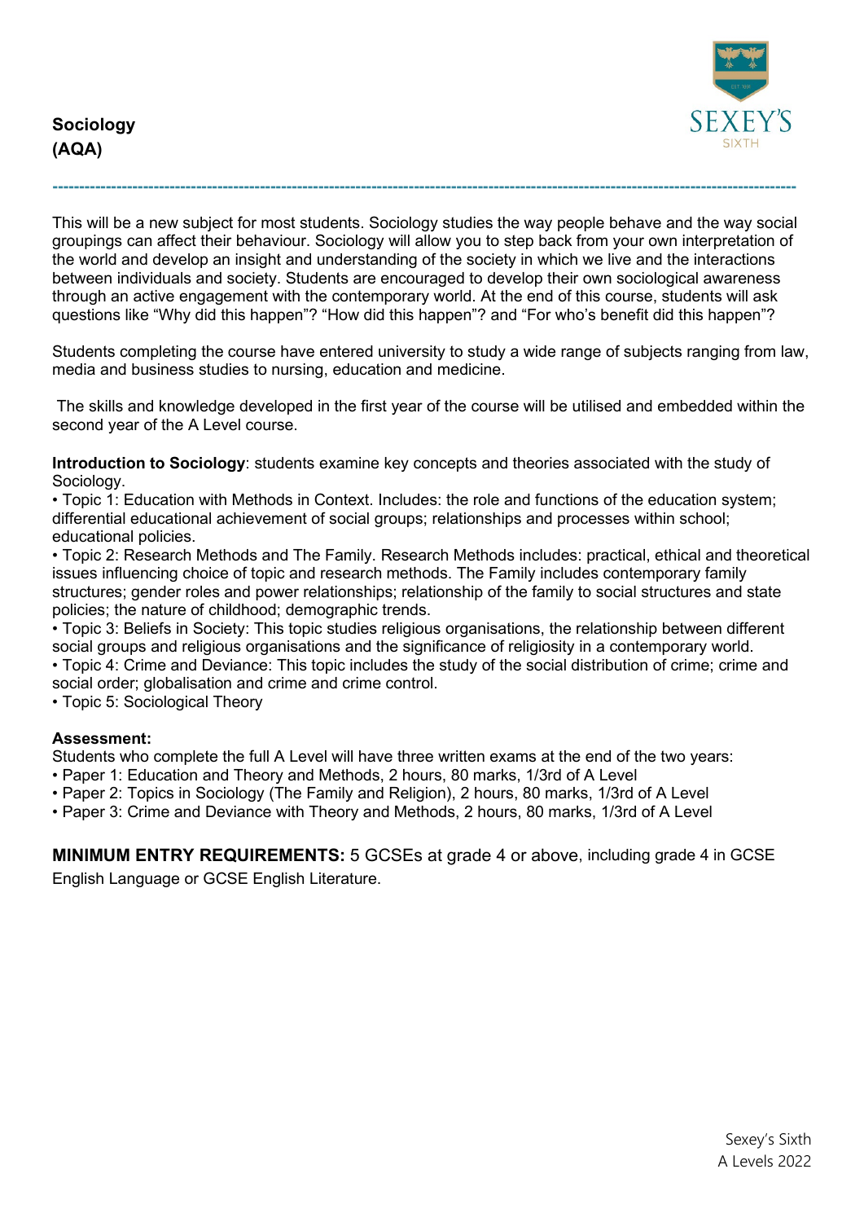**Sociology**
**(AQA)**

This will be a new subject for most students. Sociology studies the way people behave and the way social groupings can affect their behaviour. Sociology will allow you to step back from your own interpretation of the world and develop an insight and understanding of the society in which we live and the interactions between individuals and society. Students are encouraged to develop their own sociological awareness through an active engagement with the contemporary world. At the end of this course, students will ask questions like "Why did this happen"? "How did this happen"? and "For who's benefit did this happen"?

Students completing the course have entered university to study a wide range of subjects ranging from law, media and business studies to nursing, education and medicine.

The skills and knowledge developed in the first year of the course will be utilised and embedded within the second year of the A Level course.

**Introduction to Sociology**: students examine key concepts and theories associated with the study of Sociology.

- Topic 1: Education with Methods in Context. Includes: the role and functions of the education system; differential educational achievement of social groups; relationships and processes within school; educational policies.
- Topic 2: Research Methods and The Family. Research Methods includes: practical, ethical and theoretical issues influencing choice of topic and research methods. The Family includes contemporary family structures; gender roles and power relationships; relationship of the family to social structures and state policies; the nature of childhood; demographic trends.
- Topic 3: Beliefs in Society: This topic studies religious organisations, the relationship between different social groups and religious organisations and the significance of religiosity in a contemporary world.
- Topic 4: Crime and Deviance: This topic includes the study of the social distribution of crime; crime and social order; globalisation and crime and crime control.
- Topic 5: Sociological Theory

**Assessment:**

Students who complete the full A Level will have three written exams at the end of the two years:

- Paper 1: Education and Theory and Methods, 2 hours, 80 marks, 1/3rd of A Level
- Paper 2: Topics in Sociology (The Family and Religion), 2 hours, 80 marks, 1/3rd of A Level
- Paper 3: Crime and Deviance with Theory and Methods, 2 hours, 80 marks, 1/3rd of A Level

**MINIMUM ENTRY REQUIREMENTS:** 5 GCSEs at grade 4 or above, including grade 4 in GCSE English Language or GCSE English Literature.